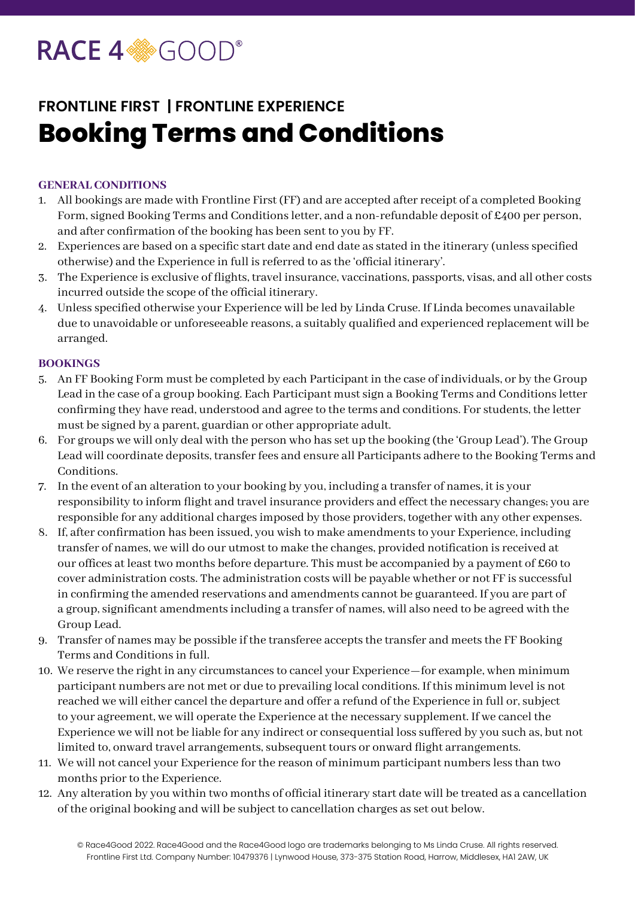RACE 4 GOOD®

## FRONTLINE FIRST | FRONTLINE EXPERIENCE

# Booking Terms and Conditions

### GENERAL CONDITIONS

1. All bookings are made with Frontline First (FF) and are accepted after receipt of a completed Booking Form, signed Booking Terms and Conditions letter, and a non-refundable deposit of £400 per person, and after confirmation of the booking has been sent to you by FF.
2. Experiences are based on a specific start date and end date as stated in the itinerary (unless specified otherwise) and the Experience in full is referred to as the 'official itinerary'.
3. The Experience is exclusive of flights, travel insurance, vaccinations, passports, visas, and all other costs incurred outside the scope of the official itinerary.
4. Unless specified otherwise your Experience will be led by Linda Cruse. If Linda becomes unavailable due to unavoidable or unforeseeable reasons, a suitably qualified and experienced replacement will be arranged.

### BOOKINGS

5. An FF Booking Form must be completed by each Participant in the case of individuals, or by the Group Lead in the case of a group booking. Each Participant must sign a Booking Terms and Conditions letter confirming they have read, understood and agree to the terms and conditions. For students, the letter must be signed by a parent, guardian or other appropriate adult.
6. For groups we will only deal with the person who has set up the booking (the 'Group Lead'). The Group Lead will coordinate deposits, transfer fees and ensure all Participants adhere to the Booking Terms and Conditions.
7. In the event of an alteration to your booking by you, including a transfer of names, it is your responsibility to inform flight and travel insurance providers and effect the necessary changes; you are responsible for any additional charges imposed by those providers, together with any other expenses.
8. If, after confirmation has been issued, you wish to make amendments to your Experience, including transfer of names, we will do our utmost to make the changes, provided notification is received at our offices at least two months before departure. This must be accompanied by a payment of £60 to cover administration costs. The administration costs will be payable whether or not FF is successful in confirming the amended reservations and amendments cannot be guaranteed. If you are part of a group, significant amendments including a transfer of names, will also need to be agreed with the Group Lead.
9. Transfer of names may be possible if the transferee accepts the transfer and meets the FF Booking Terms and Conditions in full.
10. We reserve the right in any circumstances to cancel your Experience—for example, when minimum participant numbers are not met or due to prevailing local conditions. If this minimum level is not reached we will either cancel the departure and offer a refund of the Experience in full or, subject to your agreement, we will operate the Experience at the necessary supplement. If we cancel the Experience we will not be liable for any indirect or consequential loss suffered by you such as, but not limited to, onward travel arrangements, subsequent tours or onward flight arrangements.
11. We will not cancel your Experience for the reason of minimum participant numbers less than two months prior to the Experience.
12. Any alteration by you within two months of official itinerary start date will be treated as a cancellation of the original booking and will be subject to cancellation charges as set out below.

© Race4Good 2022. Race4Good and the Race4Good logo are trademarks belonging to Ms Linda Cruse. All rights reserved. Frontline First Ltd. Company Number: 10479376 | Lynwood House, 373-375 Station Road, Harrow, Middlesex, HA1 2AW, UK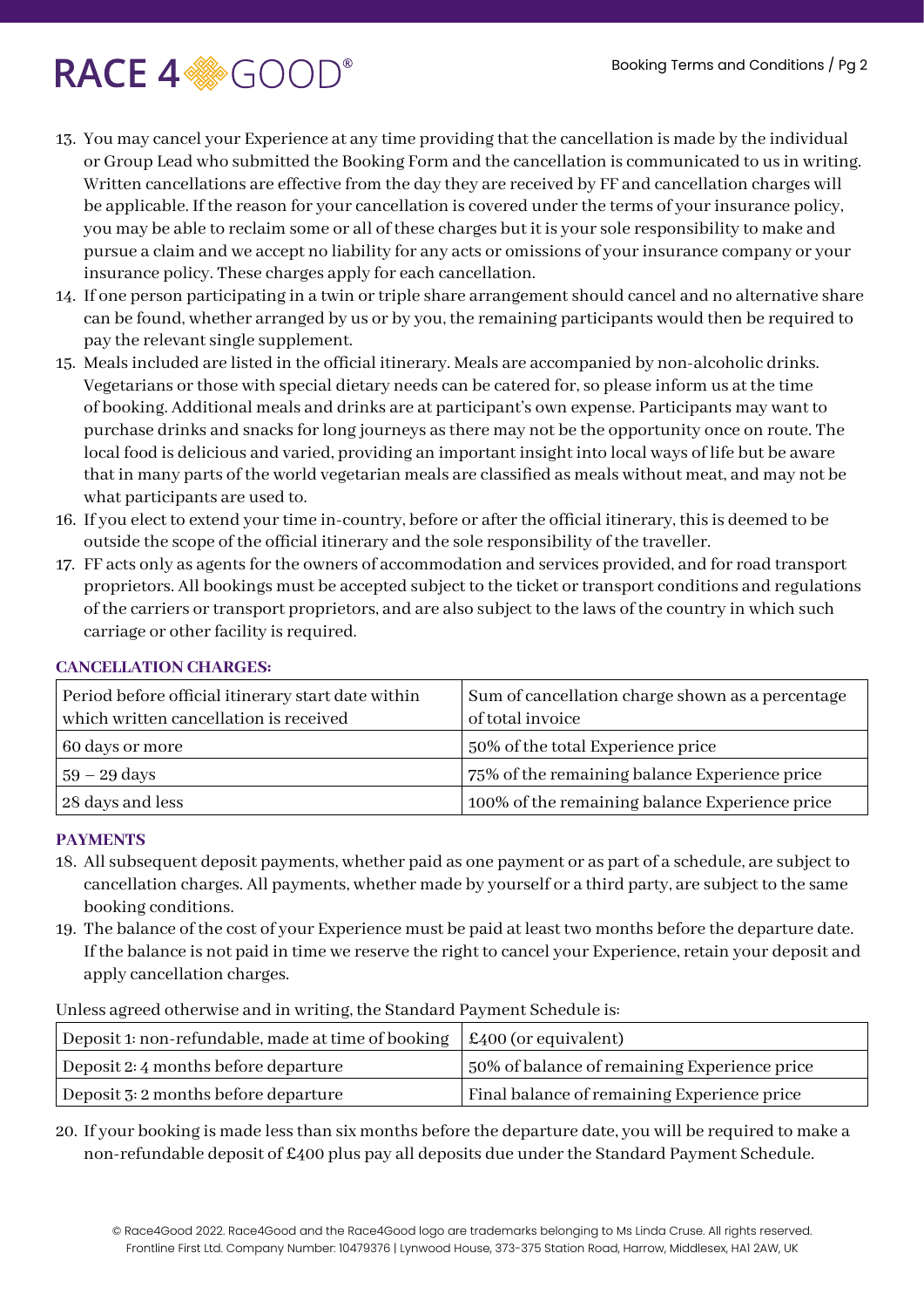13. You may cancel your Experience at any time providing that the cancellation is made by the individual or Group Lead who submitted the Booking Form and the cancellation is communicated to us in writing. Written cancellations are effective from the day they are received by FF and cancellation charges will be applicable. If the reason for your cancellation is covered under the terms of your insurance policy, you may be able to reclaim some or all of these charges but it is your sole responsibility to make and pursue a claim and we accept no liability for any acts or omissions of your insurance company or your insurance policy. These charges apply for each cancellation.
14. If one person participating in a twin or triple share arrangement should cancel and no alternative share can be found, whether arranged by us or by you, the remaining participants would then be required to pay the relevant single supplement.
15. Meals included are listed in the official itinerary. Meals are accompanied by non-alcoholic drinks. Vegetarians or those with special dietary needs can be catered for, so please inform us at the time of booking. Additional meals and drinks are at participant's own expense. Participants may want to purchase drinks and snacks for long journeys as there may not be the opportunity once on route. The local food is delicious and varied, providing an important insight into local ways of life but be aware that in many parts of the world vegetarian meals are classified as meals without meat, and may not be what participants are used to.
16. If you elect to extend your time in-country, before or after the official itinerary, this is deemed to be outside the scope of the official itinerary and the sole responsibility of the traveller.
17. FF acts only as agents for the owners of accommodation and services provided, and for road transport proprietors. All bookings must be accepted subject to the ticket or transport conditions and regulations of the carriers or transport proprietors, and are also subject to the laws of the country in which such carriage or other facility is required.

**CANCELLATION CHARGES:**

| Period before official itinerary start date within which written cancellation is received | Sum of cancellation charge shown as a percentage of total invoice |
|---|---|
| 60 days or more | 50% of the total Experience price |
| 59 – 29 days | 75% of the remaining balance Experience price |
| 28 days and less | 100% of the remaining balance Experience price |

**PAYMENTS**

18. All subsequent deposit payments, whether paid as one payment or as part of a schedule, are subject to cancellation charges. All payments, whether made by yourself or a third party, are subject to the same booking conditions.
19. The balance of the cost of your Experience must be paid at least two months before the departure date. If the balance is not paid in time we reserve the right to cancel your Experience, retain your deposit and apply cancellation charges.

Unless agreed otherwise and in writing, the Standard Payment Schedule is:

| Deposit 1: non-refundable, made at time of booking | £400 (or equivalent) |
|---|---|
| Deposit 2: 4 months before departure | 50% of balance of remaining Experience price |
| Deposit 3: 2 months before departure | Final balance of remaining Experience price |

20. If your booking is made less than six months before the departure date, you will be required to make a non-refundable deposit of £400 plus pay all deposits due under the Standard Payment Schedule.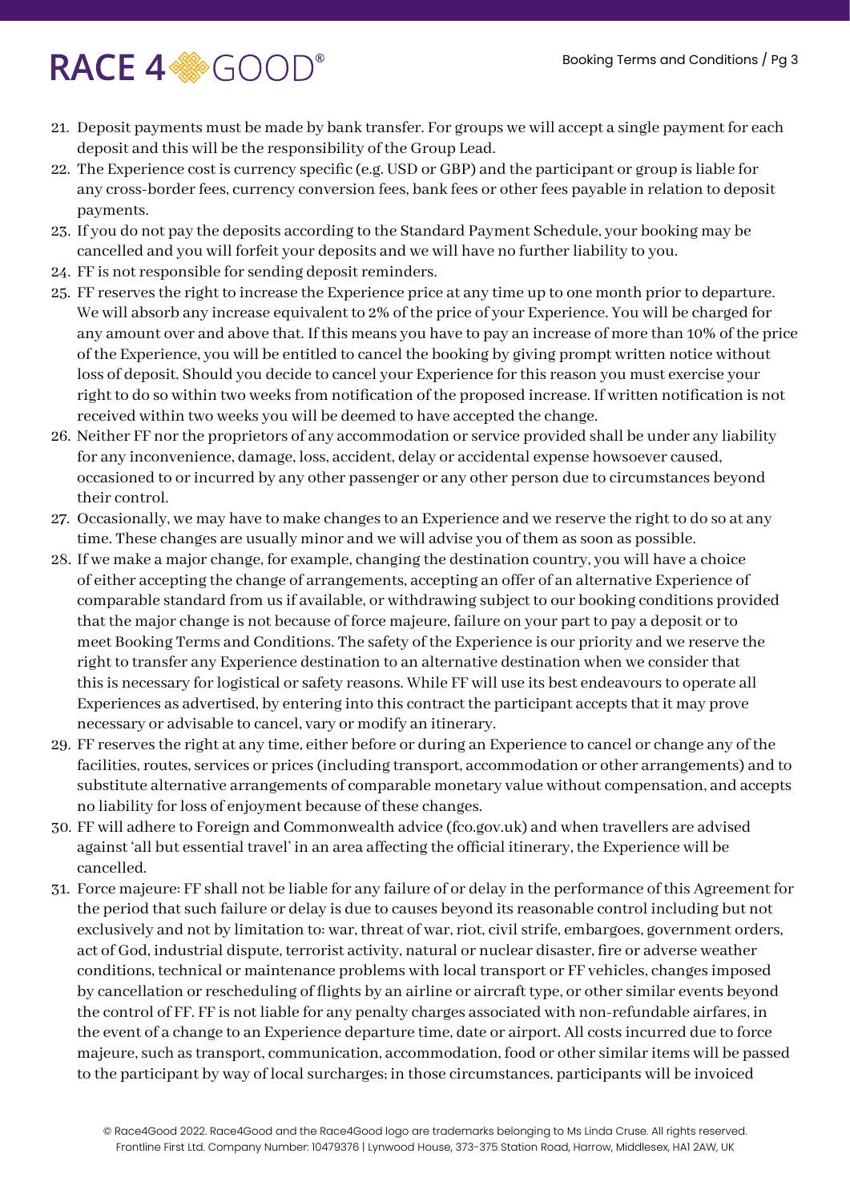21. Deposit payments must be made by bank transfer. For groups we will accept a single payment for each deposit and this will be the responsibility of the Group Lead.
22. The Experience cost is currency specific (e.g. USD or GBP) and the participant or group is liable for any cross-border fees, currency conversion fees, bank fees or other fees payable in relation to deposit payments.
23. If you do not pay the deposits according to the Standard Payment Schedule, your booking may be cancelled and you will forfeit your deposits and we will have no further liability to you.
24. FF is not responsible for sending deposit reminders.
25. FF reserves the right to increase the Experience price at any time up to one month prior to departure. We will absorb any increase equivalent to 2% of the price of your Experience. You will be charged for any amount over and above that. If this means you have to pay an increase of more than 10% of the price of the Experience, you will be entitled to cancel the booking by giving prompt written notice without loss of deposit. Should you decide to cancel your Experience for this reason you must exercise your right to do so within two weeks from notification of the proposed increase. If written notification is not received within two weeks you will be deemed to have accepted the change.
26. Neither FF nor the proprietors of any accommodation or service provided shall be under any liability for any inconvenience, damage, loss, accident, delay or accidental expense howsoever caused, occasioned to or incurred by any other passenger or any other person due to circumstances beyond their control.
27. Occasionally, we may have to make changes to an Experience and we reserve the right to do so at any time. These changes are usually minor and we will advise you of them as soon as possible.
28. If we make a major change, for example, changing the destination country, you will have a choice of either accepting the change of arrangements, accepting an offer of an alternative Experience of comparable standard from us if available, or withdrawing subject to our booking conditions provided that the major change is not because of force majeure, failure on your part to pay a deposit or to meet Booking Terms and Conditions. The safety of the Experience is our priority and we reserve the right to transfer any Experience destination to an alternative destination when we consider that this is necessary for logistical or safety reasons. While FF will use its best endeavours to operate all Experiences as advertised, by entering into this contract the participant accepts that it may prove necessary or advisable to cancel, vary or modify an itinerary.
29. FF reserves the right at any time, either before or during an Experience to cancel or change any of the facilities, routes, services or prices (including transport, accommodation or other arrangements) and to substitute alternative arrangements of comparable monetary value without compensation, and accepts no liability for loss of enjoyment because of these changes.
30. FF will adhere to Foreign and Commonwealth advice (fco.gov.uk) and when travellers are advised against 'all but essential travel' in an area affecting the official itinerary, the Experience will be cancelled.
31. Force majeure: FF shall not be liable for any failure of or delay in the performance of this Agreement for the period that such failure or delay is due to causes beyond its reasonable control including but not exclusively and not by limitation to: war, threat of war, riot, civil strife, embargoes, government orders, act of God, industrial dispute, terrorist activity, natural or nuclear disaster, fire or adverse weather conditions, technical or maintenance problems with local transport or FF vehicles, changes imposed by cancellation or rescheduling of flights by an airline or aircraft type, or other similar events beyond the control of FF. FF is not liable for any penalty charges associated with non-refundable airfares, in the event of a change to an Experience departure time, date or airport. All costs incurred due to force majeure, such as transport, communication, accommodation, food or other similar items will be passed to the participant by way of local surcharges; in those circumstances, participants will be invoiced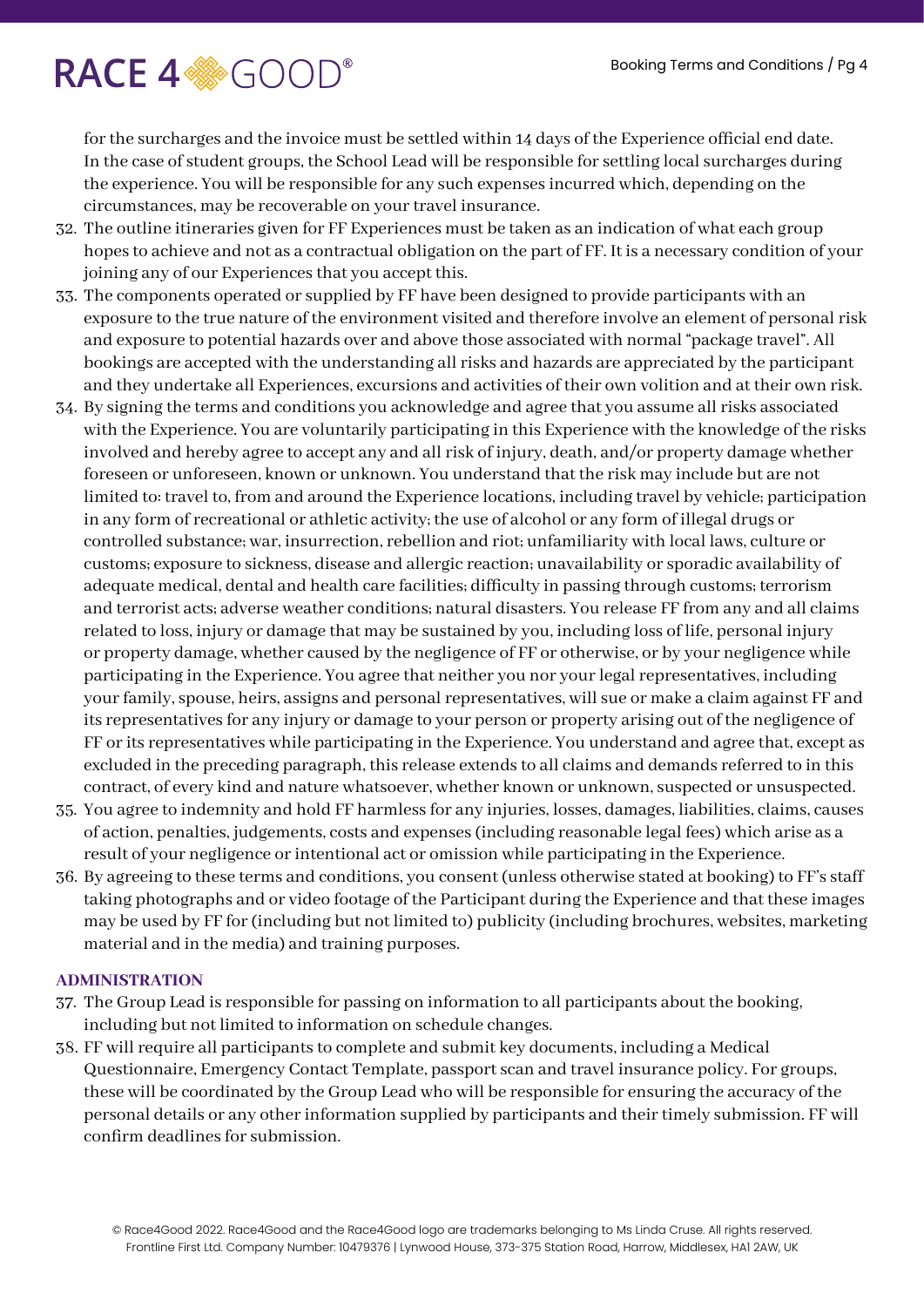for the surcharges and the invoice must be settled within 14 days of the Experience official end date. In the case of student groups, the School Lead will be responsible for settling local surcharges during the experience. You will be responsible for any such expenses incurred which, depending on the circumstances, may be recoverable on your travel insurance.

32. The outline itineraries given for FF Experiences must be taken as an indication of what each group hopes to achieve and not as a contractual obligation on the part of FF. It is a necessary condition of your joining any of our Experiences that you accept this.
33. The components operated or supplied by FF have been designed to provide participants with an exposure to the true nature of the environment visited and therefore involve an element of personal risk and exposure to potential hazards over and above those associated with normal "package travel". All bookings are accepted with the understanding all risks and hazards are appreciated by the participant and they undertake all Experiences, excursions and activities of their own volition and at their own risk.
34. By signing the terms and conditions you acknowledge and agree that you assume all risks associated with the Experience. You are voluntarily participating in this Experience with the knowledge of the risks involved and hereby agree to accept any and all risk of injury, death, and/or property damage whether foreseen or unforeseen, known or unknown. You understand that the risk may include but are not limited to: travel to, from and around the Experience locations, including travel by vehicle; participation in any form of recreational or athletic activity; the use of alcohol or any form of illegal drugs or controlled substance; war, insurrection, rebellion and riot; unfamiliarity with local laws, culture or customs; exposure to sickness, disease and allergic reaction; unavailability or sporadic availability of adequate medical, dental and health care facilities; difficulty in passing through customs; terrorism and terrorist acts; adverse weather conditions; natural disasters. You release FF from any and all claims related to loss, injury or damage that may be sustained by you, including loss of life, personal injury or property damage, whether caused by the negligence of FF or otherwise, or by your negligence while participating in the Experience. You agree that neither you nor your legal representatives, including your family, spouse, heirs, assigns and personal representatives, will sue or make a claim against FF and its representatives for any injury or damage to your person or property arising out of the negligence of FF or its representatives while participating in the Experience. You understand and agree that, except as excluded in the preceding paragraph, this release extends to all claims and demands referred to in this contract, of every kind and nature whatsoever, whether known or unknown, suspected or unsuspected.
35. You agree to indemnity and hold FF harmless for any injuries, losses, damages, liabilities, claims, causes of action, penalties, judgements, costs and expenses (including reasonable legal fees) which arise as a result of your negligence or intentional act or omission while participating in the Experience.
36. By agreeing to these terms and conditions, you consent (unless otherwise stated at booking) to FF's staff taking photographs and or video footage of the Participant during the Experience and that these images may be used by FF for (including but not limited to) publicity (including brochures, websites, marketing material and in the media) and training purposes.

## ADMINISTRATION

37. The Group Lead is responsible for passing on information to all participants about the booking, including but not limited to information on schedule changes.
38. FF will require all participants to complete and submit key documents, including a Medical Questionnaire, Emergency Contact Template, passport scan and travel insurance policy. For groups, these will be coordinated by the Group Lead who will be responsible for ensuring the accuracy of the personal details or any other information supplied by participants and their timely submission. FF will confirm deadlines for submission.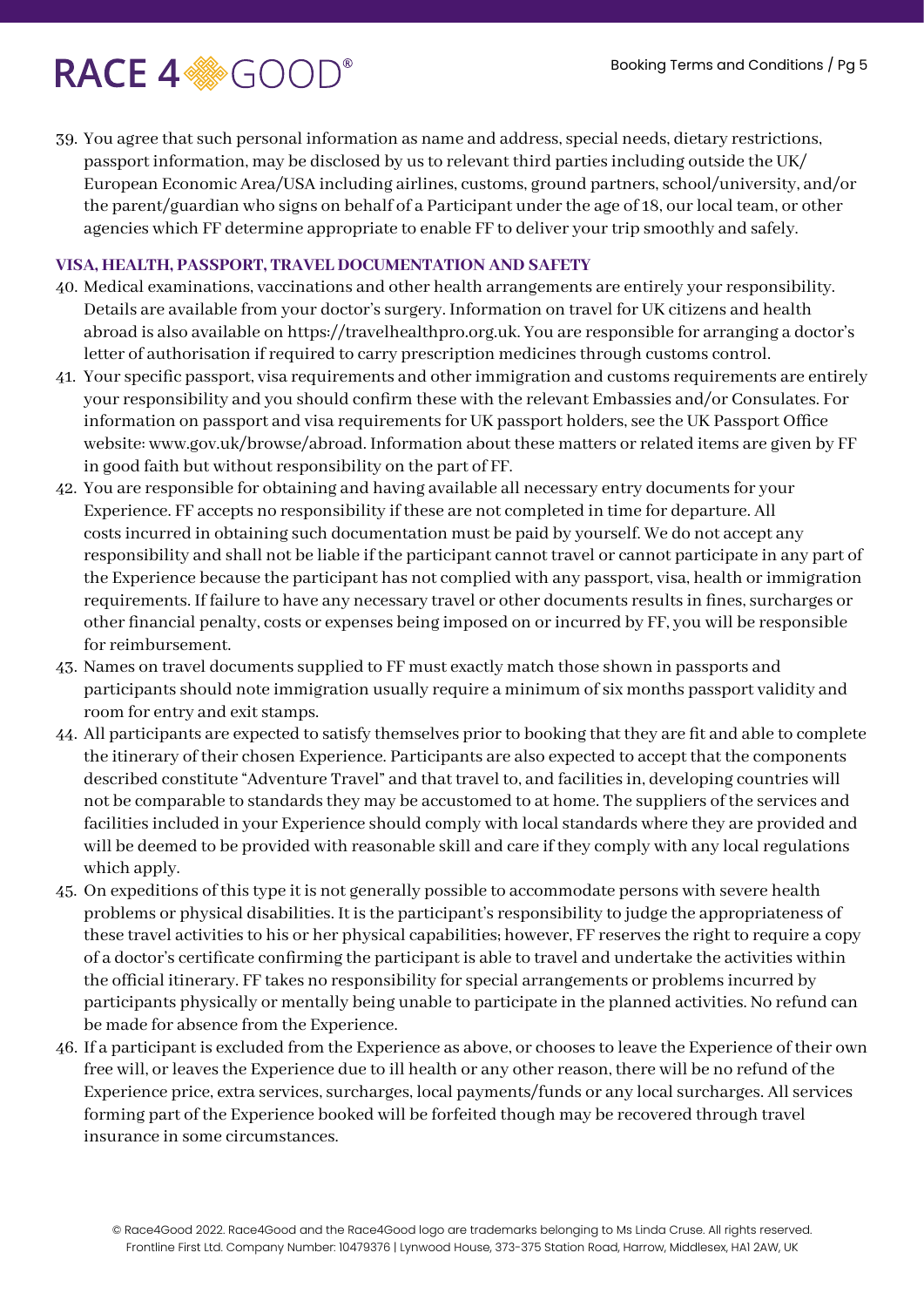39. You agree that such personal information as name and address, special needs, dietary restrictions, passport information, may be disclosed by us to relevant third parties including outside the UK/ European Economic Area/USA including airlines, customs, ground partners, school/university, and/or the parent/guardian who signs on behalf of a Participant under the age of 18, our local team, or other agencies which FF determine appropriate to enable FF to deliver your trip smoothly and safely.

### VISA, HEALTH, PASSPORT, TRAVEL DOCUMENTATION AND SAFETY

40. Medical examinations, vaccinations and other health arrangements are entirely your responsibility. Details are available from your doctor's surgery. Information on travel for UK citizens and health abroad is also available on https://travelhealthpro.org.uk. You are responsible for arranging a doctor's letter of authorisation if required to carry prescription medicines through customs control.
41. Your specific passport, visa requirements and other immigration and customs requirements are entirely your responsibility and you should confirm these with the relevant Embassies and/or Consulates. For information on passport and visa requirements for UK passport holders, see the UK Passport Office website: www.gov.uk/browse/abroad. Information about these matters or related items are given by FF in good faith but without responsibility on the part of FF.
42. You are responsible for obtaining and having available all necessary entry documents for your Experience. FF accepts no responsibility if these are not completed in time for departure. All costs incurred in obtaining such documentation must be paid by yourself. We do not accept any responsibility and shall not be liable if the participant cannot travel or cannot participate in any part of the Experience because the participant has not complied with any passport, visa, health or immigration requirements. If failure to have any necessary travel or other documents results in fines, surcharges or other financial penalty, costs or expenses being imposed on or incurred by FF, you will be responsible for reimbursement.
43. Names on travel documents supplied to FF must exactly match those shown in passports and participants should note immigration usually require a minimum of six months passport validity and room for entry and exit stamps.
44. All participants are expected to satisfy themselves prior to booking that they are fit and able to complete the itinerary of their chosen Experience. Participants are also expected to accept that the components described constitute "Adventure Travel" and that travel to, and facilities in, developing countries will not be comparable to standards they may be accustomed to at home. The suppliers of the services and facilities included in your Experience should comply with local standards where they are provided and will be deemed to be provided with reasonable skill and care if they comply with any local regulations which apply.
45. On expeditions of this type it is not generally possible to accommodate persons with severe health problems or physical disabilities. It is the participant's responsibility to judge the appropriateness of these travel activities to his or her physical capabilities; however, FF reserves the right to require a copy of a doctor's certificate confirming the participant is able to travel and undertake the activities within the official itinerary. FF takes no responsibility for special arrangements or problems incurred by participants physically or mentally being unable to participate in the planned activities. No refund can be made for absence from the Experience.
46. If a participant is excluded from the Experience as above, or chooses to leave the Experience of their own free will, or leaves the Experience due to ill health or any other reason, there will be no refund of the Experience price, extra services, surcharges, local payments/funds or any local surcharges. All services forming part of the Experience booked will be forfeited though may be recovered through travel insurance in some circumstances.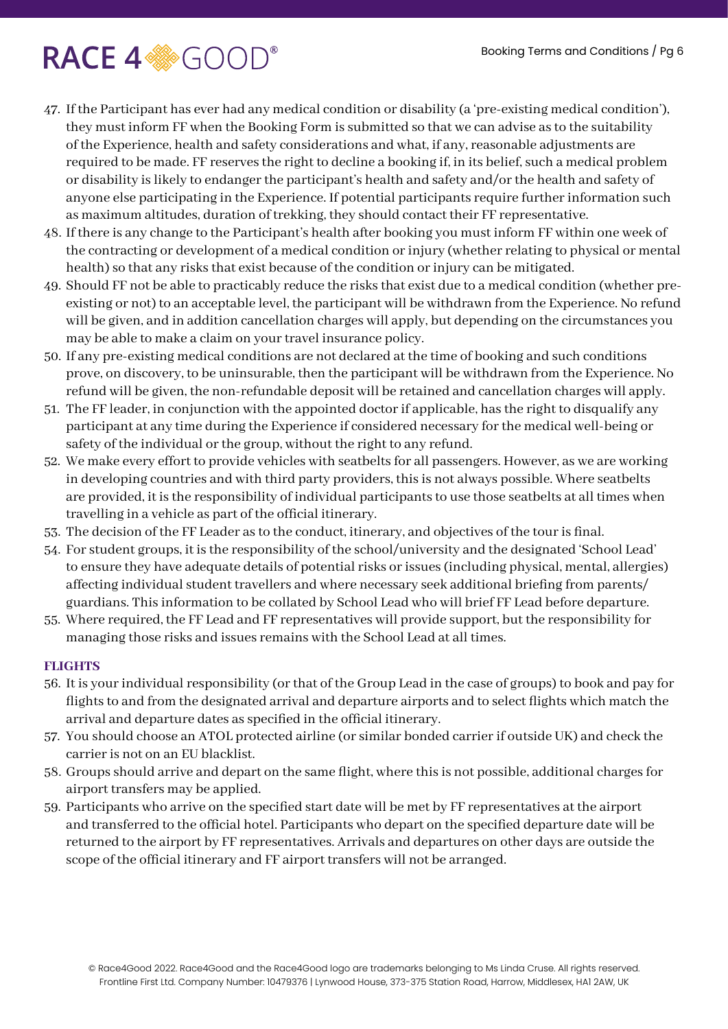47. If the Participant has ever had any medical condition or disability (a 'pre-existing medical condition'), they must inform FF when the Booking Form is submitted so that we can advise as to the suitability of the Experience, health and safety considerations and what, if any, reasonable adjustments are required to be made. FF reserves the right to decline a booking if, in its belief, such a medical problem or disability is likely to endanger the participant's health and safety and/or the health and safety of anyone else participating in the Experience. If potential participants require further information such as maximum altitudes, duration of trekking, they should contact their FF representative.
48. If there is any change to the Participant's health after booking you must inform FF within one week of the contracting or development of a medical condition or injury (whether relating to physical or mental health) so that any risks that exist because of the condition or injury can be mitigated.
49. Should FF not be able to practicably reduce the risks that exist due to a medical condition (whether pre-existing or not) to an acceptable level, the participant will be withdrawn from the Experience. No refund will be given, and in addition cancellation charges will apply, but depending on the circumstances you may be able to make a claim on your travel insurance policy.
50. If any pre-existing medical conditions are not declared at the time of booking and such conditions prove, on discovery, to be uninsurable, then the participant will be withdrawn from the Experience. No refund will be given, the non-refundable deposit will be retained and cancellation charges will apply.
51. The FF leader, in conjunction with the appointed doctor if applicable, has the right to disqualify any participant at any time during the Experience if considered necessary for the medical well-being or safety of the individual or the group, without the right to any refund.
52. We make every effort to provide vehicles with seatbelts for all passengers. However, as we are working in developing countries and with third party providers, this is not always possible. Where seatbelts are provided, it is the responsibility of individual participants to use those seatbelts at all times when travelling in a vehicle as part of the official itinerary.
53. The decision of the FF Leader as to the conduct, itinerary, and objectives of the tour is final.
54. For student groups, it is the responsibility of the school/university and the designated 'School Lead' to ensure they have adequate details of potential risks or issues (including physical, mental, allergies) affecting individual student travellers and where necessary seek additional briefing from parents/guardians. This information to be collated by School Lead who will brief FF Lead before departure.
55. Where required, the FF Lead and FF representatives will provide support, but the responsibility for managing those risks and issues remains with the School Lead at all times.

## FLIGHTS

56. It is your individual responsibility (or that of the Group Lead in the case of groups) to book and pay for flights to and from the designated arrival and departure airports and to select flights which match the arrival and departure dates as specified in the official itinerary.
57. You should choose an ATOL protected airline (or similar bonded carrier if outside UK) and check the carrier is not on an EU blacklist.
58. Groups should arrive and depart on the same flight, where this is not possible, additional charges for airport transfers may be applied.
59. Participants who arrive on the specified start date will be met by FF representatives at the airport and transferred to the official hotel. Participants who depart on the specified departure date will be returned to the airport by FF representatives. Arrivals and departures on other days are outside the scope of the official itinerary and FF airport transfers will not be arranged.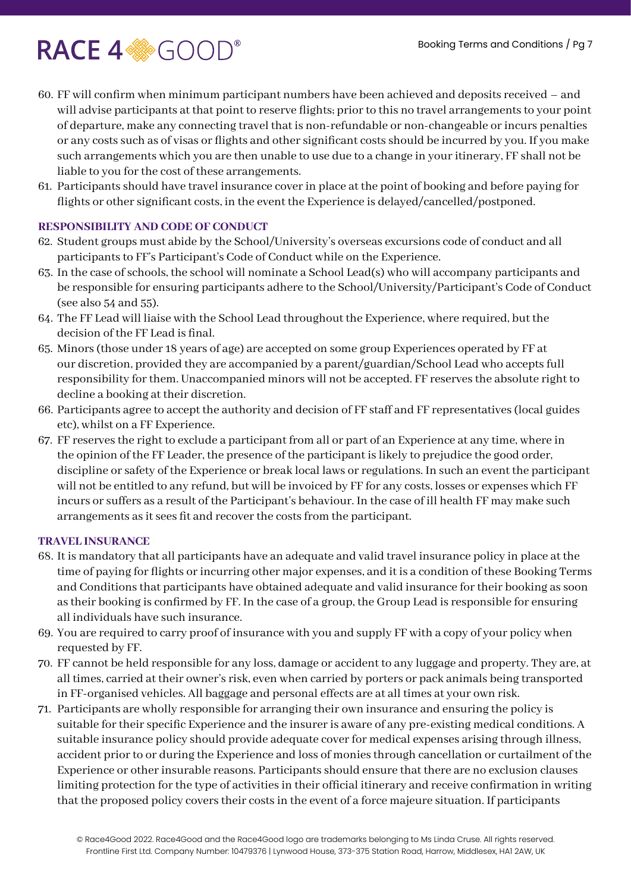60. FF will confirm when minimum participant numbers have been achieved and deposits received – and will advise participants at that point to reserve flights; prior to this no travel arrangements to your point of departure, make any connecting travel that is non-refundable or non-changeable or incurs penalties or any costs such as of visas or flights and other significant costs should be incurred by you. If you make such arrangements which you are then unable to use due to a change in your itinerary, FF shall not be liable to you for the cost of these arrangements.
61. Participants should have travel insurance cover in place at the point of booking and before paying for flights or other significant costs, in the event the Experience is delayed/cancelled/postponed.

### RESPONSIBILITY AND CODE OF CONDUCT

62. Student groups must abide by the School/University's overseas excursions code of conduct and all participants to FF's Participant's Code of Conduct while on the Experience.
63. In the case of schools, the school will nominate a School Lead(s) who will accompany participants and be responsible for ensuring participants adhere to the School/University/Participant's Code of Conduct (see also 54 and 55).
64. The FF Lead will liaise with the School Lead throughout the Experience, where required, but the decision of the FF Lead is final.
65. Minors (those under 18 years of age) are accepted on some group Experiences operated by FF at our discretion, provided they are accompanied by a parent/guardian/School Lead who accepts full responsibility for them. Unaccompanied minors will not be accepted. FF reserves the absolute right to decline a booking at their discretion.
66. Participants agree to accept the authority and decision of FF staff and FF representatives (local guides etc), whilst on a FF Experience.
67. FF reserves the right to exclude a participant from all or part of an Experience at any time, where in the opinion of the FF Leader, the presence of the participant is likely to prejudice the good order, discipline or safety of the Experience or break local laws or regulations. In such an event the participant will not be entitled to any refund, but will be invoiced by FF for any costs, losses or expenses which FF incurs or suffers as a result of the Participant's behaviour. In the case of ill health FF may make such arrangements as it sees fit and recover the costs from the participant.

### TRAVEL INSURANCE

68. It is mandatory that all participants have an adequate and valid travel insurance policy in place at the time of paying for flights or incurring other major expenses, and it is a condition of these Booking Terms and Conditions that participants have obtained adequate and valid insurance for their booking as soon as their booking is confirmed by FF. In the case of a group, the Group Lead is responsible for ensuring all individuals have such insurance.
69. You are required to carry proof of insurance with you and supply FF with a copy of your policy when requested by FF.
70. FF cannot be held responsible for any loss, damage or accident to any luggage and property. They are, at all times, carried at their owner's risk, even when carried by porters or pack animals being transported in FF-organised vehicles. All baggage and personal effects are at all times at your own risk.
71. Participants are wholly responsible for arranging their own insurance and ensuring the policy is suitable for their specific Experience and the insurer is aware of any pre-existing medical conditions. A suitable insurance policy should provide adequate cover for medical expenses arising through illness, accident prior to or during the Experience and loss of monies through cancellation or curtailment of the Experience or other insurable reasons. Participants should ensure that there are no exclusion clauses limiting protection for the type of activities in their official itinerary and receive confirmation in writing that the proposed policy covers their costs in the event of a force majeure situation. If participants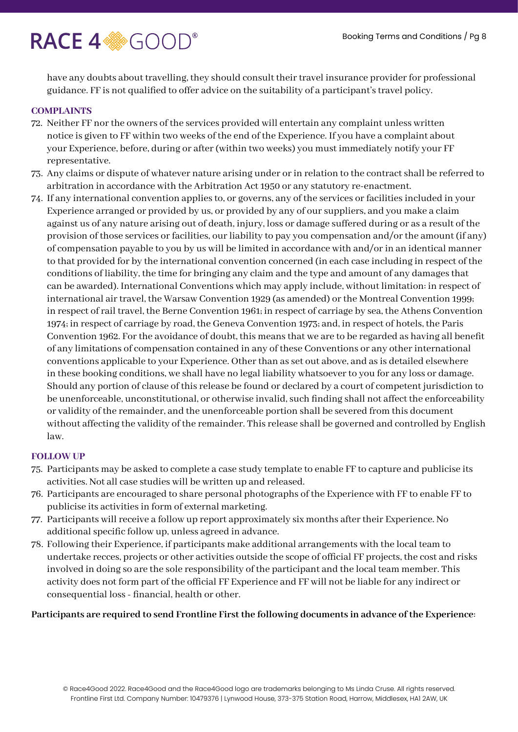have any doubts about travelling, they should consult their travel insurance provider for professional guidance. FF is not qualified to offer advice on the suitability of a participant's travel policy.

## COMPLAINTS

72. Neither FF nor the owners of the services provided will entertain any complaint unless written notice is given to FF within two weeks of the end of the Experience. If you have a complaint about your Experience, before, during or after (within two weeks) you must immediately notify your FF representative.
73. Any claims or dispute of whatever nature arising under or in relation to the contract shall be referred to arbitration in accordance with the Arbitration Act 1950 or any statutory re-enactment.
74. If any international convention applies to, or governs, any of the services or facilities included in your Experience arranged or provided by us, or provided by any of our suppliers, and you make a claim against us of any nature arising out of death, injury, loss or damage suffered during or as a result of the provision of those services or facilities, our liability to pay you compensation and/or the amount (if any) of compensation payable to you by us will be limited in accordance with and/or in an identical manner to that provided for by the international convention concerned (in each case including in respect of the conditions of liability, the time for bringing any claim and the type and amount of any damages that can be awarded). International Conventions which may apply include, without limitation: in respect of international air travel, the Warsaw Convention 1929 (as amended) or the Montreal Convention 1999; in respect of rail travel, the Berne Convention 1961; in respect of carriage by sea, the Athens Convention 1974; in respect of carriage by road, the Geneva Convention 1973; and, in respect of hotels, the Paris Convention 1962. For the avoidance of doubt, this means that we are to be regarded as having all benefit of any limitations of compensation contained in any of these Conventions or any other international conventions applicable to your Experience. Other than as set out above, and as is detailed elsewhere in these booking conditions, we shall have no legal liability whatsoever to you for any loss or damage. Should any portion of clause of this release be found or declared by a court of competent jurisdiction to be unenforceable, unconstitutional, or otherwise invalid, such finding shall not affect the enforceability or validity of the remainder, and the unenforceable portion shall be severed from this document without affecting the validity of the remainder. This release shall be governed and controlled by English law.

## FOLLOW UP

75. Participants may be asked to complete a case study template to enable FF to capture and publicise its activities. Not all case studies will be written up and released.
76. Participants are encouraged to share personal photographs of the Experience with FF to enable FF to publicise its activities in form of external marketing.
77. Participants will receive a follow up report approximately six months after their Experience. No additional specific follow up, unless agreed in advance.
78. Following their Experience, if participants make additional arrangements with the local team to undertake recces, projects or other activities outside the scope of official FF projects, the cost and risks involved in doing so are the sole responsibility of the participant and the local team member. This activity does not form part of the official FF Experience and FF will not be liable for any indirect or consequential loss - financial, health or other.

**Participants are required to send Frontline First the following documents in advance of the Experience:**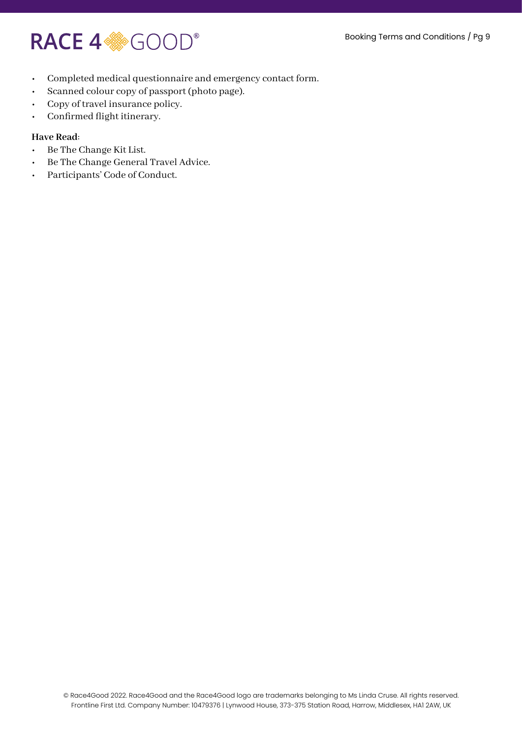- Completed medical questionnaire and emergency contact form.
- Scanned colour copy of passport (photo page).
- Copy of travel insurance policy.
- Confirmed flight itinerary.

**Have Read**:

- Be The Change Kit List.
- Be The Change General Travel Advice.
- Participants' Code of Conduct.